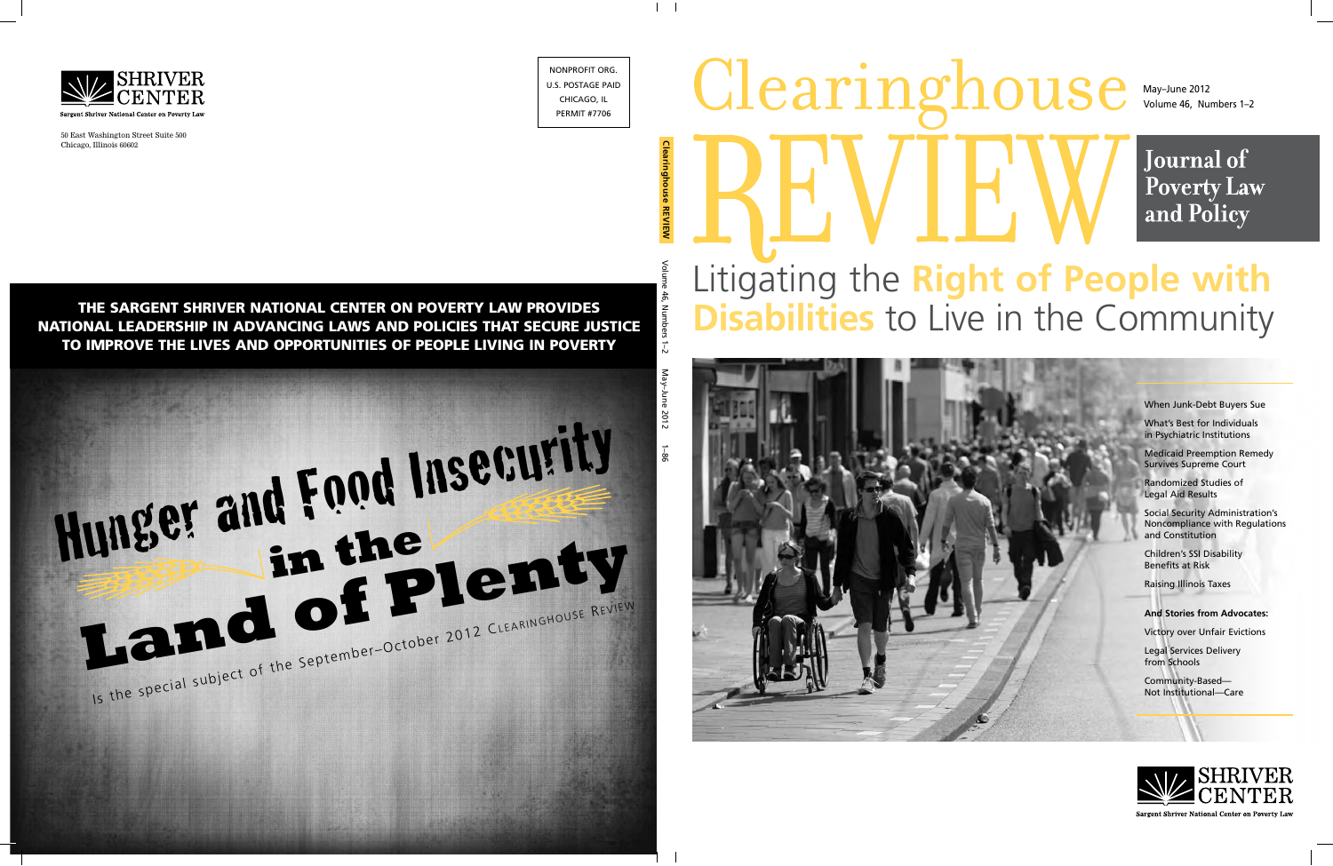# Clearinghouse REVIEW

May–June 2012
Volume 46, Numbers 1–2

**Journal of Poverty Law and Policy**

## Litigating the **Right of People with Disabilities** to Live in the Community

When Junk-Debt Buyers Sue

What's Best for Individuals in Psychiatric Institutions

Medicaid Preemption Remedy Survives Supreme Court

Randomized Studies of Legal Aid Results

Social Security Administration's Noncompliance with Regulations and Constitution

Children's SSI Disability Benefits at Risk

Raising Illinois Taxes

**And Stories from Advocates:**

Victory over Unfair Evictions

Legal Services Delivery from Schools

Community-Based—Not Institutional—Care

SHRIVER CENTER
Sargent Shriver National Center on Poverty Law

---

**Clearinghouse REVIEW** Volume 46, Numbers 1–2 May–June 2012 1–86

---

SHRIVER CENTER
Sargent Shriver National Center on Poverty Law

50 East Washington Street Suite 500
Chicago, Illinois 60602

NONPROFIT ORG.
U.S. POSTAGE PAID
CHICAGO, IL
PERMIT #7706

**THE SARGENT SHRIVER NATIONAL CENTER ON POVERTY LAW PROVIDES NATIONAL LEADERSHIP IN ADVANCING LAWS AND POLICIES THAT SECURE JUSTICE TO IMPROVE THE LIVES AND OPPORTUNITIES OF PEOPLE LIVING IN POVERTY**

## Hunger and Food Insecurity in the Land of Plenty

Is the special subject of the September–October 2012 CLEARINGHOUSE REVIEW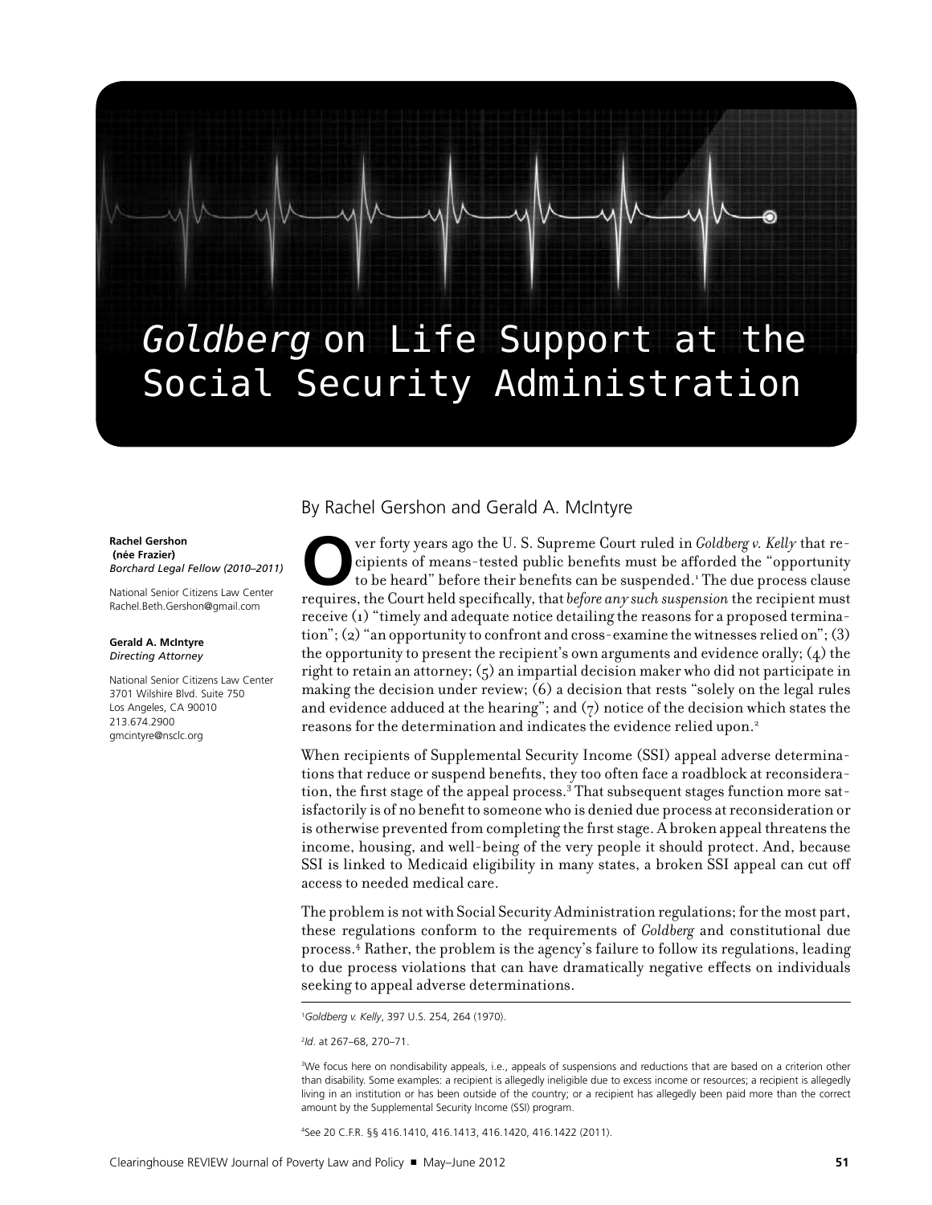# *Goldberg* on Life Support at the Social Security Administration

By Rachel Gershon and Gerald A. McIntyre

**Rachel Gershon**
**(née Frazier)**
*Borchard Legal Fellow (2010–2011)*

National Senior Citizens Law Center
Rachel.Beth.Gershon@gmail.com

**Gerald A. McIntyre**
*Directing Attorney*

National Senior Citizens Law Center
3701 Wilshire Blvd. Suite 750
Los Angeles, CA 90010
213.674.2900
gmcintyre@nsclc.org

Over forty years ago the U. S. Supreme Court ruled in *Goldberg v. Kelly* that recipients of means-tested public benefits must be afforded the "opportunity to be heard" before their benefits can be suspended.[1] The due process clause requires, the Court held specifically, that *before any such suspension* the recipient must receive (1) "timely and adequate notice detailing the reasons for a proposed termination"; (2) "an opportunity to confront and cross-examine the witnesses relied on"; (3) the opportunity to present the recipient's own arguments and evidence orally; (4) the right to retain an attorney; (5) an impartial decision maker who did not participate in making the decision under review; (6) a decision that rests "solely on the legal rules and evidence adduced at the hearing"; and (7) notice of the decision which states the reasons for the determination and indicates the evidence relied upon.[2]

When recipients of Supplemental Security Income (SSI) appeal adverse determinations that reduce or suspend benefits, they too often face a roadblock at reconsideration, the first stage of the appeal process.[3] That subsequent stages function more satisfactorily is of no benefit to someone who is denied due process at reconsideration or is otherwise prevented from completing the first stage. A broken appeal threatens the income, housing, and well-being of the very people it should protect. And, because SSI is linked to Medicaid eligibility in many states, a broken SSI appeal can cut off access to needed medical care.

The problem is not with Social Security Administration regulations; for the most part, these regulations conform to the requirements of *Goldberg* and constitutional due process.[4] Rather, the problem is the agency's failure to follow its regulations, leading to due process violations that can have dramatically negative effects on individuals seeking to appeal adverse determinations.

---

[1] *Goldberg v. Kelly*, 397 U.S. 254, 264 (1970).

[2] *Id*. at 267–68, 270–71.

[3] We focus here on nondisability appeals, i.e., appeals of suspensions and reductions that are based on a criterion other than disability. Some examples: a recipient is allegedly ineligible due to excess income or resources; a recipient is allegedly living in an institution or has been outside of the country; or a recipient has allegedly been paid more than the correct amount by the Supplemental Security Income (SSI) program.

[4] See 20 C.F.R. §§ 416.1410, 416.1413, 416.1420, 416.1422 (2011).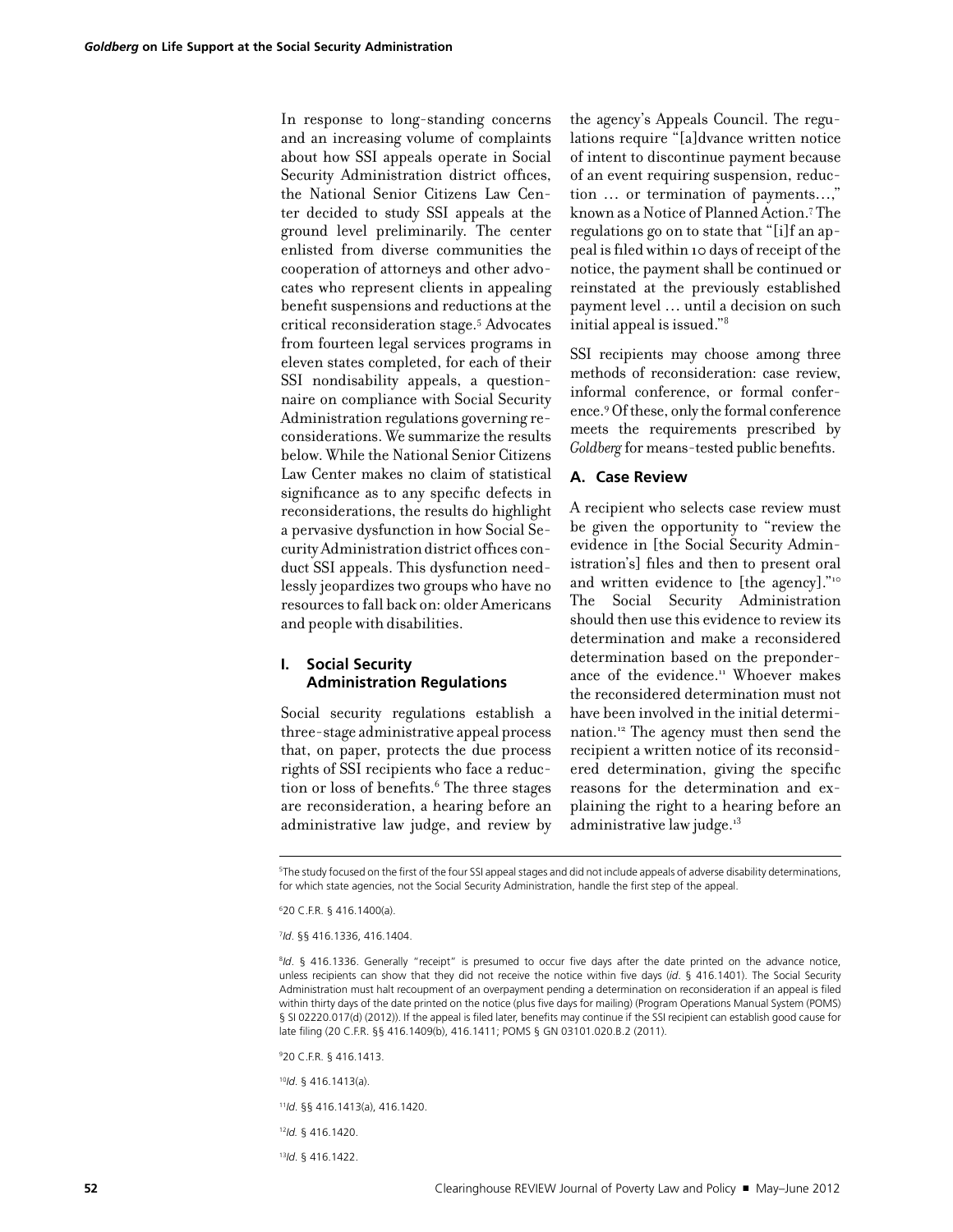In response to long-standing concerns and an increasing volume of complaints about how SSI appeals operate in Social Security Administration district offices, the National Senior Citizens Law Center decided to study SSI appeals at the ground level preliminarily. The center enlisted from diverse communities the cooperation of attorneys and other advocates who represent clients in appealing benefit suspensions and reductions at the critical reconsideration stage.[5] Advocates from fourteen legal services programs in eleven states completed, for each of their SSI nondisability appeals, a questionnaire on compliance with Social Security Administration regulations governing reconsiderations. We summarize the results below. While the National Senior Citizens Law Center makes no claim of statistical significance as to any specific defects in reconsiderations, the results do highlight a pervasive dysfunction in how Social Security Administration district offices conduct SSI appeals. This dysfunction needlessly jeopardizes two groups who have no resources to fall back on: older Americans and people with disabilities.

## I. Social Security Administration Regulations

Social security regulations establish a three-stage administrative appeal process that, on paper, protects the due process rights of SSI recipients who face a reduction or loss of benefits.[6] The three stages are reconsideration, a hearing before an administrative law judge, and review by the agency's Appeals Council. The regulations require "[a]dvance written notice of intent to discontinue payment because of an event requiring suspension, reduction … or termination of payments…," known as a Notice of Planned Action.[7] The regulations go on to state that "[i]f an appeal is filed within 10 days of receipt of the notice, the payment shall be continued or reinstated at the previously established payment level … until a decision on such initial appeal is issued."[8]

SSI recipients may choose among three methods of reconsideration: case review, informal conference, or formal conference.[9] Of these, only the formal conference meets the requirements prescribed by *Goldberg* for means-tested public benefits.

### A. Case Review

A recipient who selects case review must be given the opportunity to "review the evidence in [the Social Security Administration's] files and then to present oral and written evidence to [the agency]."[10] The Social Security Administration should then use this evidence to review its determination and make a reconsidered determination based on the preponderance of the evidence.[11] Whoever makes the reconsidered determination must not have been involved in the initial determination.[12] The agency must then send the recipient a written notice of its reconsidered determination, giving the specific reasons for the determination and explaining the right to a hearing before an administrative law judge.[13]

---

[5] The study focused on the first of the four SSI appeal stages and did not include appeals of adverse disability determinations, for which state agencies, not the Social Security Administration, handle the first step of the appeal.

[6] 20 C.F.R. § 416.1400(a).

[7] *Id*. §§ 416.1336, 416.1404.

[8] *Id*. § 416.1336. Generally "receipt" is presumed to occur five days after the date printed on the advance notice, unless recipients can show that they did not receive the notice within five days (*id*. § 416.1401). The Social Security Administration must halt recoupment of an overpayment pending a determination on reconsideration if an appeal is filed within thirty days of the date printed on the notice (plus five days for mailing) (Program Operations Manual System (POMS) § SI 02220.017(d) (2012)). If the appeal is filed later, benefits may continue if the SSI recipient can establish good cause for late filing (20 C.F.R. §§ 416.1409(b), 416.1411; POMS § GN 03101.020.B.2 (2011).

[9] 20 C.F.R. § 416.1413.

[10] *Id*. § 416.1413(a).

[11] *Id*. §§ 416.1413(a), 416.1420.

[12] *Id.* § 416.1420.

[13] *Id*. § 416.1422.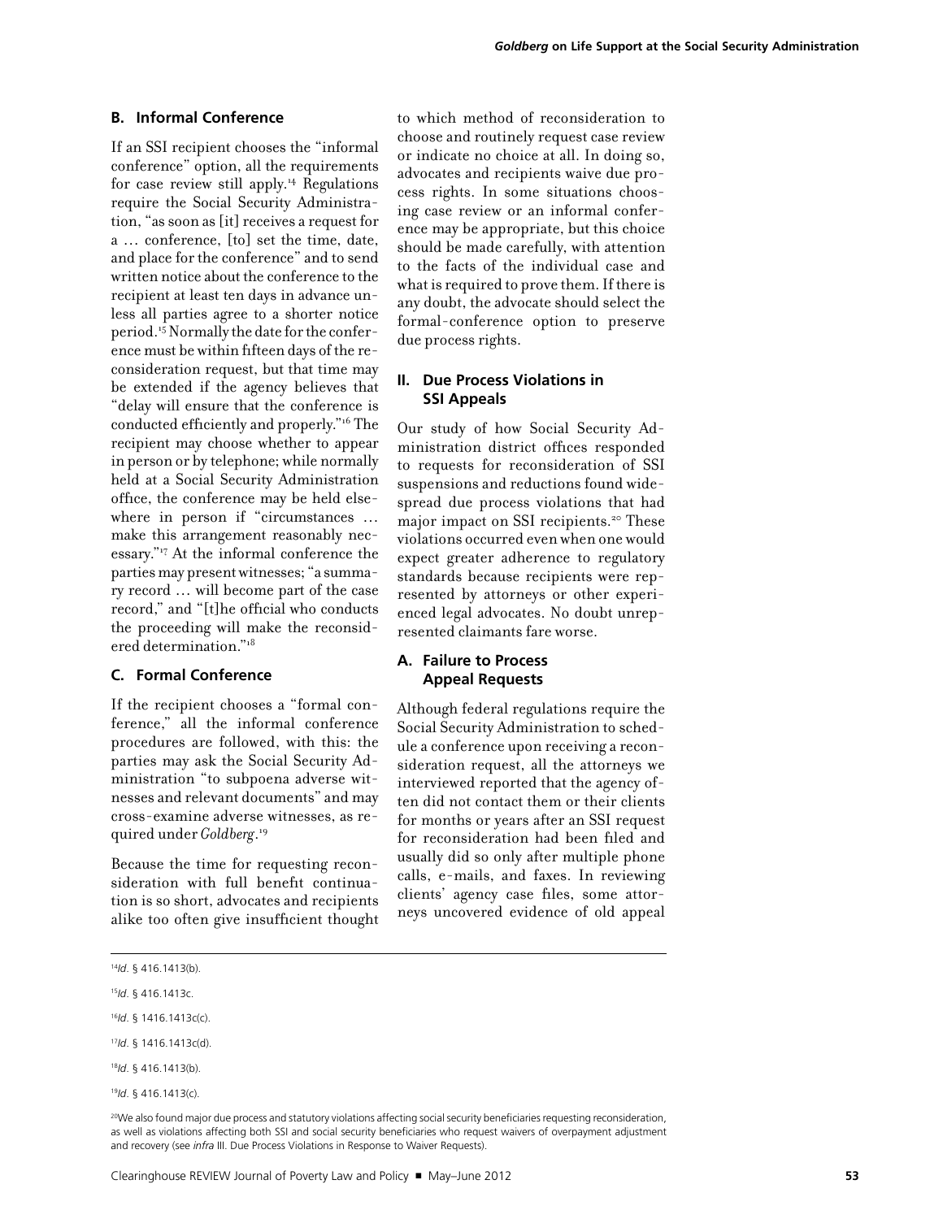### B. Informal Conference

If an SSI recipient chooses the "informal conference" option, all the requirements for case review still apply.[14] Regulations require the Social Security Administration, "as soon as [it] receives a request for a … conference, [to] set the time, date, and place for the conference" and to send written notice about the conference to the recipient at least ten days in advance unless all parties agree to a shorter notice period.[15] Normally the date for the conference must be within fifteen days of the reconsideration request, but that time may be extended if the agency believes that "delay will ensure that the conference is conducted efficiently and properly."[16] The recipient may choose whether to appear in person or by telephone; while normally held at a Social Security Administration office, the conference may be held elsewhere in person if "circumstances … make this arrangement reasonably necessary."[17] At the informal conference the parties may present witnesses; "a summary record … will become part of the case record," and "[t]he official who conducts the proceeding will make the reconsidered determination."[18]

### C. Formal Conference

If the recipient chooses a "formal conference," all the informal conference procedures are followed, with this: the parties may ask the Social Security Administration "to subpoena adverse witnesses and relevant documents" and may cross-examine adverse witnesses, as required under *Goldberg*.[19]

Because the time for requesting reconsideration with full benefit continuation is so short, advocates and recipients alike too often give insufficient thought to which method of reconsideration to choose and routinely request case review or indicate no choice at all. In doing so, advocates and recipients waive due process rights. In some situations choosing case review or an informal conference may be appropriate, but this choice should be made carefully, with attention to the facts of the individual case and what is required to prove them. If there is any doubt, the advocate should select the formal-conference option to preserve due process rights.

## II. Due Process Violations in SSI Appeals

Our study of how Social Security Administration district offices responded to requests for reconsideration of SSI suspensions and reductions found widespread due process violations that had major impact on SSI recipients.[20] These violations occurred even when one would expect greater adherence to regulatory standards because recipients were represented by attorneys or other experienced legal advocates. No doubt unrepresented claimants fare worse.

### A. Failure to Process Appeal Requests

Although federal regulations require the Social Security Administration to schedule a conference upon receiving a reconsideration request, all the attorneys we interviewed reported that the agency often did not contact them or their clients for months or years after an SSI request for reconsideration had been filed and usually did so only after multiple phone calls, e-mails, and faxes. In reviewing clients' agency case files, some attorneys uncovered evidence of old appeal

---

[14] *Id*. § 416.1413(b).

[15] *Id*. § 416.1413c.

[16] *Id*. § 1416.1413c(c).

[17] *Id*. § 1416.1413c(d).

[18] *Id*. § 416.1413(b).

[19] *Id*. § 416.1413(c).

[20] We also found major due process and statutory violations affecting social security beneficiaries requesting reconsideration, as well as violations affecting both SSI and social security beneficiaries who request waivers of overpayment adjustment and recovery (see *infra* III. Due Process Violations in Response to Waiver Requests).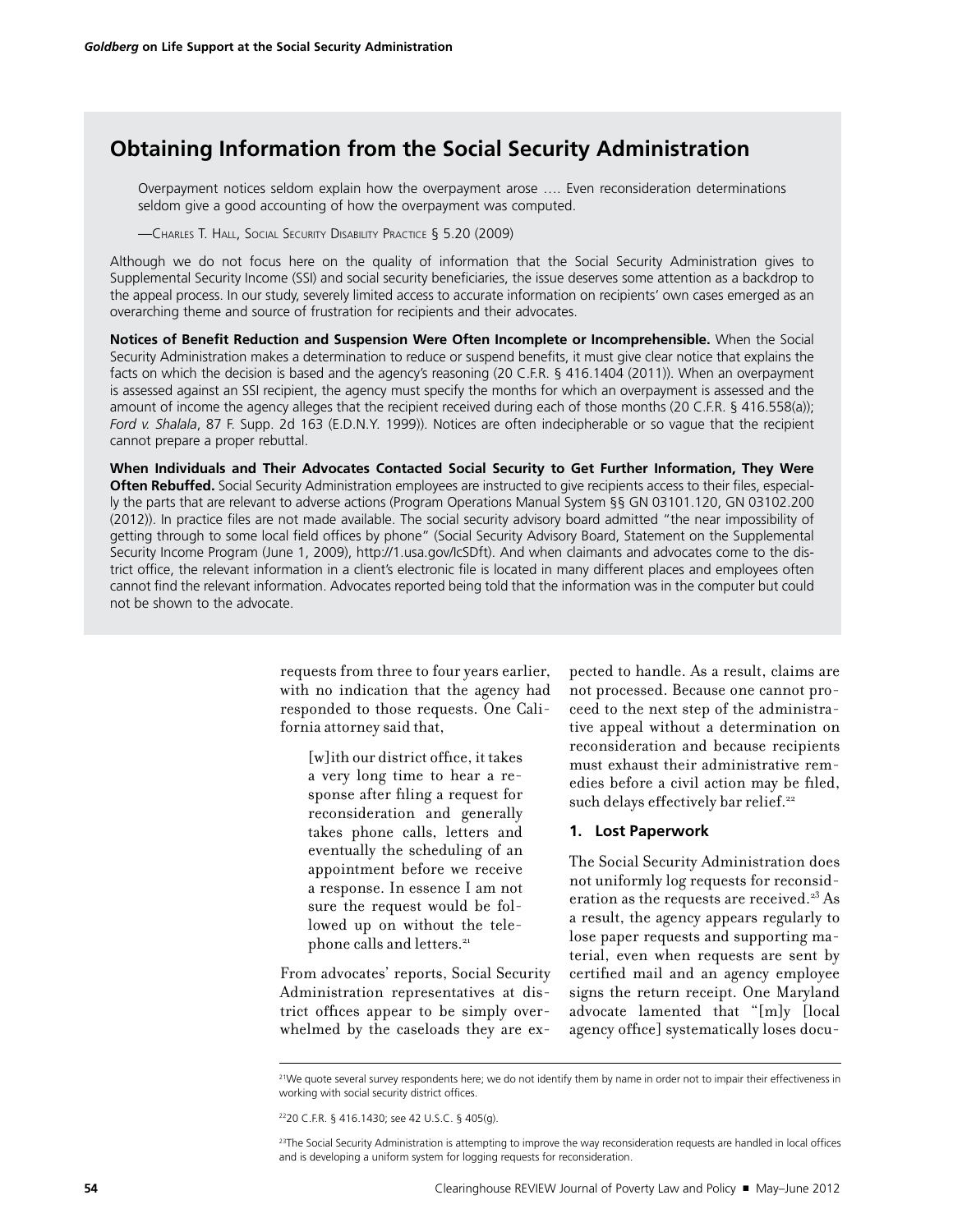## Obtaining Information from the Social Security Administration

> Overpayment notices seldom explain how the overpayment arose …. Even reconsideration determinations seldom give a good accounting of how the overpayment was computed.
>
> —Charles T. Hall, Social Security Disability Practice § 5.20 (2009)

Although we do not focus here on the quality of information that the Social Security Administration gives to Supplemental Security Income (SSI) and social security beneficiaries, the issue deserves some attention as a backdrop to the appeal process. In our study, severely limited access to accurate information on recipients' own cases emerged as an overarching theme and source of frustration for recipients and their advocates.

**Notices of Benefit Reduction and Suspension Were Often Incomplete or Incomprehensible.** When the Social Security Administration makes a determination to reduce or suspend benefits, it must give clear notice that explains the facts on which the decision is based and the agency's reasoning (20 C.F.R. § 416.1404 (2011)). When an overpayment is assessed against an SSI recipient, the agency must specify the months for which an overpayment is assessed and the amount of income the agency alleges that the recipient received during each of those months (20 C.F.R. § 416.558(a)); *Ford v. Shalala*, 87 F. Supp. 2d 163 (E.D.N.Y. 1999)). Notices are often indecipherable or so vague that the recipient cannot prepare a proper rebuttal.

**When Individuals and Their Advocates Contacted Social Security to Get Further Information, They Were Often Rebuffed.** Social Security Administration employees are instructed to give recipients access to their files, especially the parts that are relevant to adverse actions (Program Operations Manual System §§ GN 03101.120, GN 03102.200 (2012)). In practice files are not made available. The social security advisory board admitted "the near impossibility of getting through to some local field offices by phone" (Social Security Advisory Board, Statement on the Supplemental Security Income Program (June 1, 2009), http://1.usa.gov/IcSDft). And when claimants and advocates come to the district office, the relevant information in a client's electronic file is located in many different places and employees often cannot find the relevant information. Advocates reported being told that the information was in the computer but could not be shown to the advocate.

requests from three to four years earlier, with no indication that the agency had responded to those requests. One California attorney said that,

> [w]ith our district office, it takes a very long time to hear a response after filing a request for reconsideration and generally takes phone calls, letters and eventually the scheduling of an appointment before we receive a response. In essence I am not sure the request would be followed up on without the telephone calls and letters.[21]

From advocates' reports, Social Security Administration representatives at district offices appear to be simply overwhelmed by the caseloads they are expected to handle. As a result, claims are not processed. Because one cannot proceed to the next step of the administrative appeal without a determination on reconsideration and because recipients must exhaust their administrative remedies before a civil action may be filed, such delays effectively bar relief.[22]

### 1. Lost Paperwork

The Social Security Administration does not uniformly log requests for reconsideration as the requests are received.[23] As a result, the agency appears regularly to lose paper requests and supporting material, even when requests are sent by certified mail and an agency employee signs the return receipt. One Maryland advocate lamented that "[m]y [local agency office] systematically loses docu-

[21] We quote several survey respondents here; we do not identify them by name in order not to impair their effectiveness in working with social security district offices.

[22] 20 C.F.R. § 416.1430; see 42 U.S.C. § 405(g).

[23] The Social Security Administration is attempting to improve the way reconsideration requests are handled in local offices and is developing a uniform system for logging requests for reconsideration.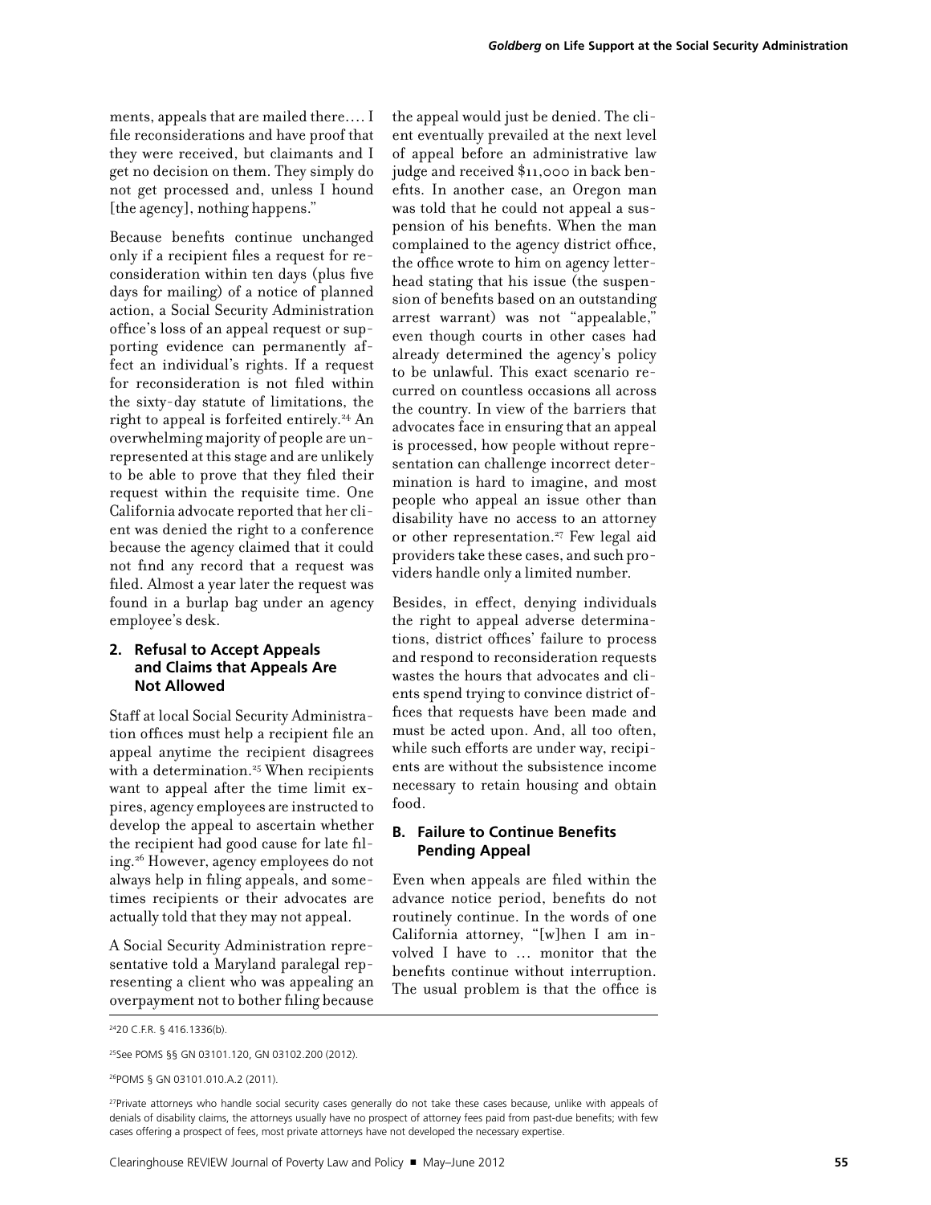ments, appeals that are mailed there.... I file reconsiderations and have proof that they were received, but claimants and I get no decision on them. They simply do not get processed and, unless I hound [the agency], nothing happens."

Because benefits continue unchanged only if a recipient files a request for reconsideration within ten days (plus five days for mailing) of a notice of planned action, a Social Security Administration office's loss of an appeal request or supporting evidence can permanently affect an individual's rights. If a request for reconsideration is not filed within the sixty-day statute of limitations, the right to appeal is forfeited entirely.[24] An overwhelming majority of people are unrepresented at this stage and are unlikely to be able to prove that they filed their request within the requisite time. One California advocate reported that her client was denied the right to a conference because the agency claimed that it could not find any record that a request was filed. Almost a year later the request was found in a burlap bag under an agency employee's desk.

### 2. Refusal to Accept Appeals and Claims that Appeals Are Not Allowed

Staff at local Social Security Administration offices must help a recipient file an appeal anytime the recipient disagrees with a determination.[25] When recipients want to appeal after the time limit expires, agency employees are instructed to develop the appeal to ascertain whether the recipient had good cause for late filing.[26] However, agency employees do not always help in filing appeals, and sometimes recipients or their advocates are actually told that they may not appeal.

A Social Security Administration representative told a Maryland paralegal representing a client who was appealing an overpayment not to bother filing because the appeal would just be denied. The client eventually prevailed at the next level of appeal before an administrative law judge and received $11,000 in back benefits. In another case, an Oregon man was told that he could not appeal a suspension of his benefits. When the man complained to the agency district office, the office wrote to him on agency letterhead stating that his issue (the suspension of benefits based on an outstanding arrest warrant) was not "appealable," even though courts in other cases had already determined the agency's policy to be unlawful. This exact scenario recurred on countless occasions all across the country. In view of the barriers that advocates face in ensuring that an appeal is processed, how people without representation can challenge incorrect determination is hard to imagine, and most people who appeal an issue other than disability have no access to an attorney or other representation.[27] Few legal aid providers take these cases, and such providers handle only a limited number.

Besides, in effect, denying individuals the right to appeal adverse determinations, district offices' failure to process and respond to reconsideration requests wastes the hours that advocates and clients spend trying to convince district offices that requests have been made and must be acted upon. And, all too often, while such efforts are under way, recipients are without the subsistence income necessary to retain housing and obtain food.

## B. Failure to Continue Benefits Pending Appeal

Even when appeals are filed within the advance notice period, benefits do not routinely continue. In the words of one California attorney, "[w]hen I am involved I have to ... monitor that the benefits continue without interruption. The usual problem is that the office is

---

[24] 20 C.F.R. § 416.1336(b).

[25] See POMS §§ GN 03101.120, GN 03102.200 (2012).

[26] POMS § GN 03101.010.A.2 (2011).

[27] Private attorneys who handle social security cases generally do not take these cases because, unlike with appeals of denials of disability claims, the attorneys usually have no prospect of attorney fees paid from past-due benefits; with few cases offering a prospect of fees, most private attorneys have not developed the necessary expertise.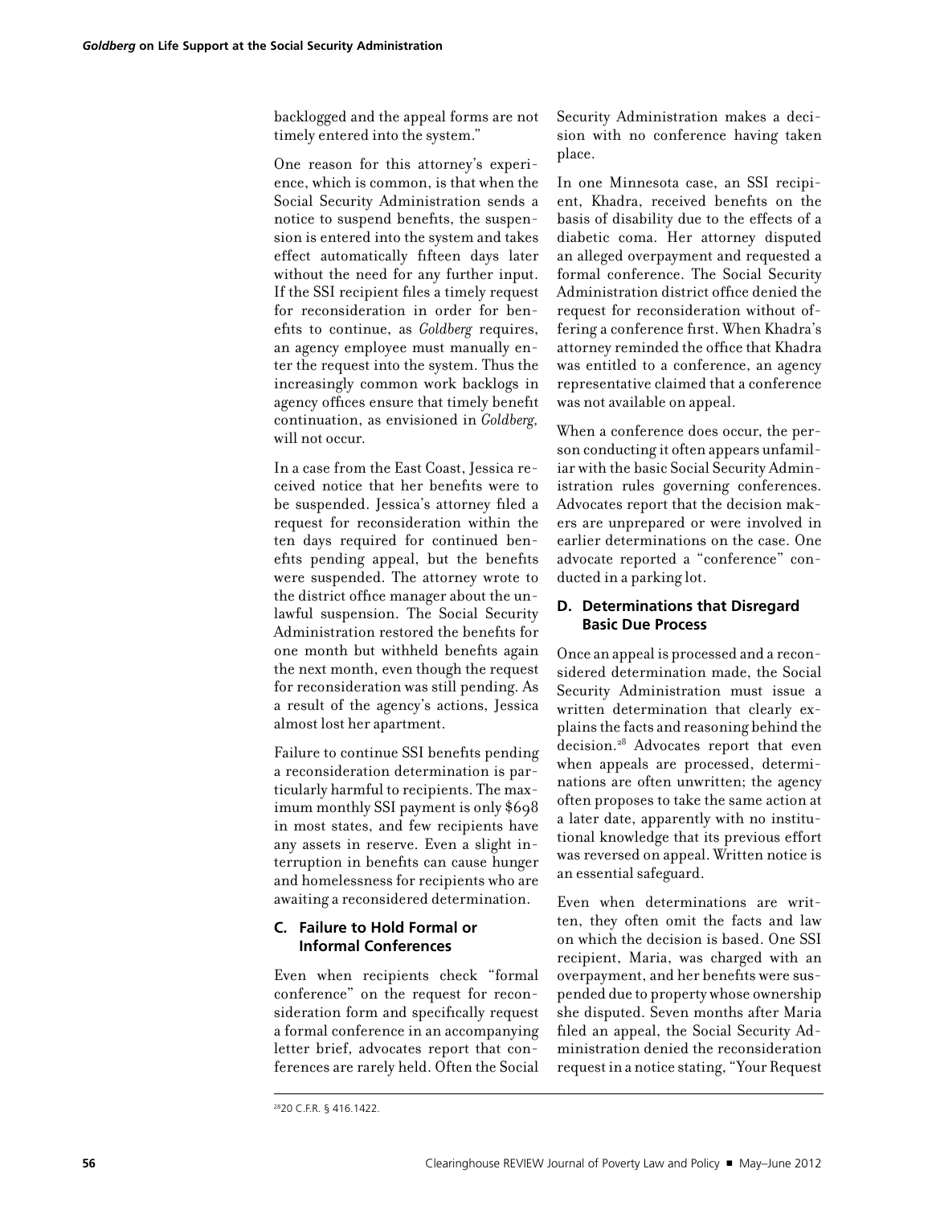backlogged and the appeal forms are not timely entered into the system."

One reason for this attorney's experience, which is common, is that when the Social Security Administration sends a notice to suspend benefits, the suspension is entered into the system and takes effect automatically fifteen days later without the need for any further input. If the SSI recipient files a timely request for reconsideration in order for benefits to continue, as *Goldberg* requires, an agency employee must manually enter the request into the system. Thus the increasingly common work backlogs in agency offices ensure that timely benefit continuation, as envisioned in *Goldberg*, will not occur.

In a case from the East Coast, Jessica received notice that her benefits were to be suspended. Jessica's attorney filed a request for reconsideration within the ten days required for continued benefits pending appeal, but the benefits were suspended. The attorney wrote to the district office manager about the unlawful suspension. The Social Security Administration restored the benefits for one month but withheld benefits again the next month, even though the request for reconsideration was still pending. As a result of the agency's actions, Jessica almost lost her apartment.

Failure to continue SSI benefits pending a reconsideration determination is particularly harmful to recipients. The maximum monthly SSI payment is only $698 in most states, and few recipients have any assets in reserve. Even a slight interruption in benefits can cause hunger and homelessness for recipients who are awaiting a reconsidered determination.

### C. Failure to Hold Formal or Informal Conferences

Even when recipients check "formal conference" on the request for reconsideration form and specifically request a formal conference in an accompanying letter brief, advocates report that conferences are rarely held. Often the Social Security Administration makes a decision with no conference having taken place.

In one Minnesota case, an SSI recipient, Khadra, received benefits on the basis of disability due to the effects of a diabetic coma. Her attorney disputed an alleged overpayment and requested a formal conference. The Social Security Administration district office denied the request for reconsideration without offering a conference first. When Khadra's attorney reminded the office that Khadra was entitled to a conference, an agency representative claimed that a conference was not available on appeal.

When a conference does occur, the person conducting it often appears unfamiliar with the basic Social Security Administration rules governing conferences. Advocates report that the decision makers are unprepared or were involved in earlier determinations on the case. One advocate reported a "conference" conducted in a parking lot.

### D. Determinations that Disregard Basic Due Process

Once an appeal is processed and a reconsidered determination made, the Social Security Administration must issue a written determination that clearly explains the facts and reasoning behind the decision.[28] Advocates report that even when appeals are processed, determinations are often unwritten; the agency often proposes to take the same action at a later date, apparently with no institutional knowledge that its previous effort was reversed on appeal. Written notice is an essential safeguard.

Even when determinations are written, they often omit the facts and law on which the decision is based. One SSI recipient, Maria, was charged with an overpayment, and her benefits were suspended due to property whose ownership she disputed. Seven months after Maria filed an appeal, the Social Security Administration denied the reconsideration request in a notice stating, "Your Request

[28] 20 C.F.R. § 416.1422.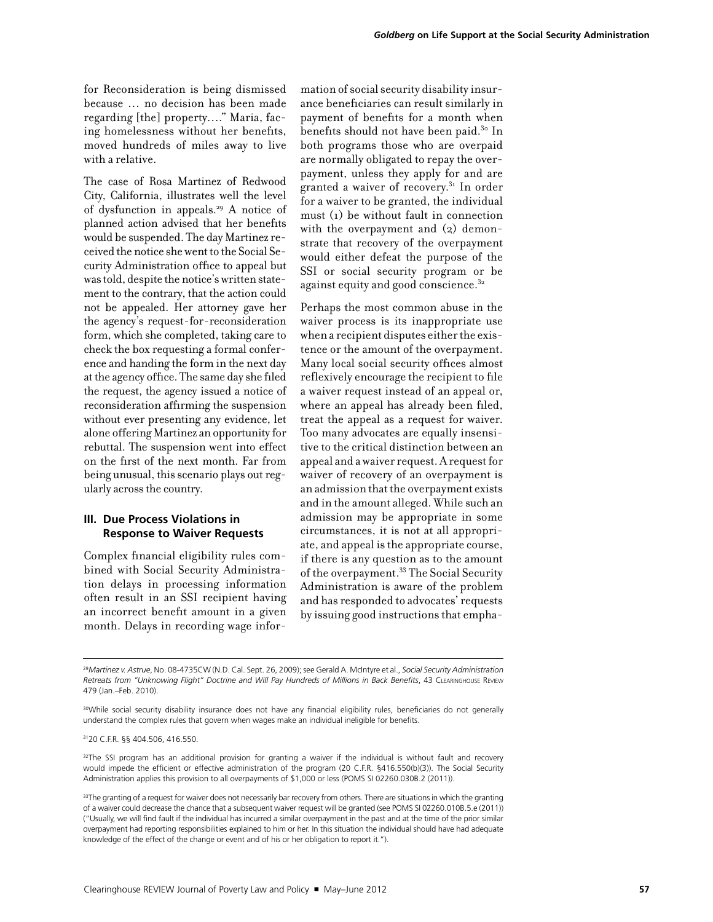for Reconsideration is being dismissed because … no decision has been made regarding [the] property….” Maria, facing homelessness without her benefits, moved hundreds of miles away to live with a relative.

The case of Rosa Martinez of Redwood City, California, illustrates well the level of dysfunction in appeals.[29] A notice of planned action advised that her benefits would be suspended. The day Martinez received the notice she went to the Social Security Administration office to appeal but was told, despite the notice's written statement to the contrary, that the action could not be appealed. Her attorney gave her the agency's request-for-reconsideration form, which she completed, taking care to check the box requesting a formal conference and handing the form in the next day at the agency office. The same day she filed the request, the agency issued a notice of reconsideration affirming the suspension without ever presenting any evidence, let alone offering Martinez an opportunity for rebuttal. The suspension went into effect on the first of the next month. Far from being unusual, this scenario plays out regularly across the country.

## III. Due Process Violations in Response to Waiver Requests

Complex financial eligibility rules combined with Social Security Administration delays in processing information often result in an SSI recipient having an incorrect benefit amount in a given month. Delays in recording wage information of social security disability insurance beneficiaries can result similarly in payment of benefits for a month when benefits should not have been paid.[30] In both programs those who are overpaid are normally obligated to repay the overpayment, unless they apply for and are granted a waiver of recovery.[31] In order for a waiver to be granted, the individual must (1) be without fault in connection with the overpayment and (2) demonstrate that recovery of the overpayment would either defeat the purpose of the SSI or social security program or be against equity and good conscience.[32]

Perhaps the most common abuse in the waiver process is its inappropriate use when a recipient disputes either the existence or the amount of the overpayment. Many local social security offices almost reflexively encourage the recipient to file a waiver request instead of an appeal or, where an appeal has already been filed, treat the appeal as a request for waiver. Too many advocates are equally insensitive to the critical distinction between an appeal and a waiver request. A request for waiver of recovery of an overpayment is an admission that the overpayment exists and in the amount alleged. While such an admission may be appropriate in some circumstances, it is not at all appropriate, and appeal is the appropriate course, if there is any question as to the amount of the overpayment.[33] The Social Security Administration is aware of the problem and has responded to advocates' requests by issuing good instructions that empha-

---

[29] *Martinez v. Astrue*, No. 08-4735CW (N.D. Cal. Sept. 26, 2009); see Gerald A. McIntyre et al., *Social Security Administration Retreats from "Unknowing Flight" Doctrine and Will Pay Hundreds of Millions in Back Benefits*, 43 Clearinghouse Review 479 (Jan.–Feb. 2010).

[30] While social security disability insurance does not have any financial eligibility rules, beneficiaries do not generally understand the complex rules that govern when wages make an individual ineligible for benefits.

[31] 20 C.F.R. §§ 404.506, 416.550.

[32] The SSI program has an additional provision for granting a waiver if the individual is without fault and recovery would impede the efficient or effective administration of the program (20 C.F.R. §416.550(b)(3)). The Social Security Administration applies this provision to all overpayments of $1,000 or less (POMS SI 02260.030B.2 (2011)).

[33] The granting of a request for waiver does not necessarily bar recovery from others. There are situations in which the granting of a waiver could decrease the chance that a subsequent waiver request will be granted (see POMS SI 02260.010B.5.e (2011)) ("Usually, we will find fault if the individual has incurred a similar overpayment in the past and at the time of the prior similar overpayment had reporting responsibilities explained to him or her. In this situation the individual should have had adequate knowledge of the effect of the change or event and of his or her obligation to report it.").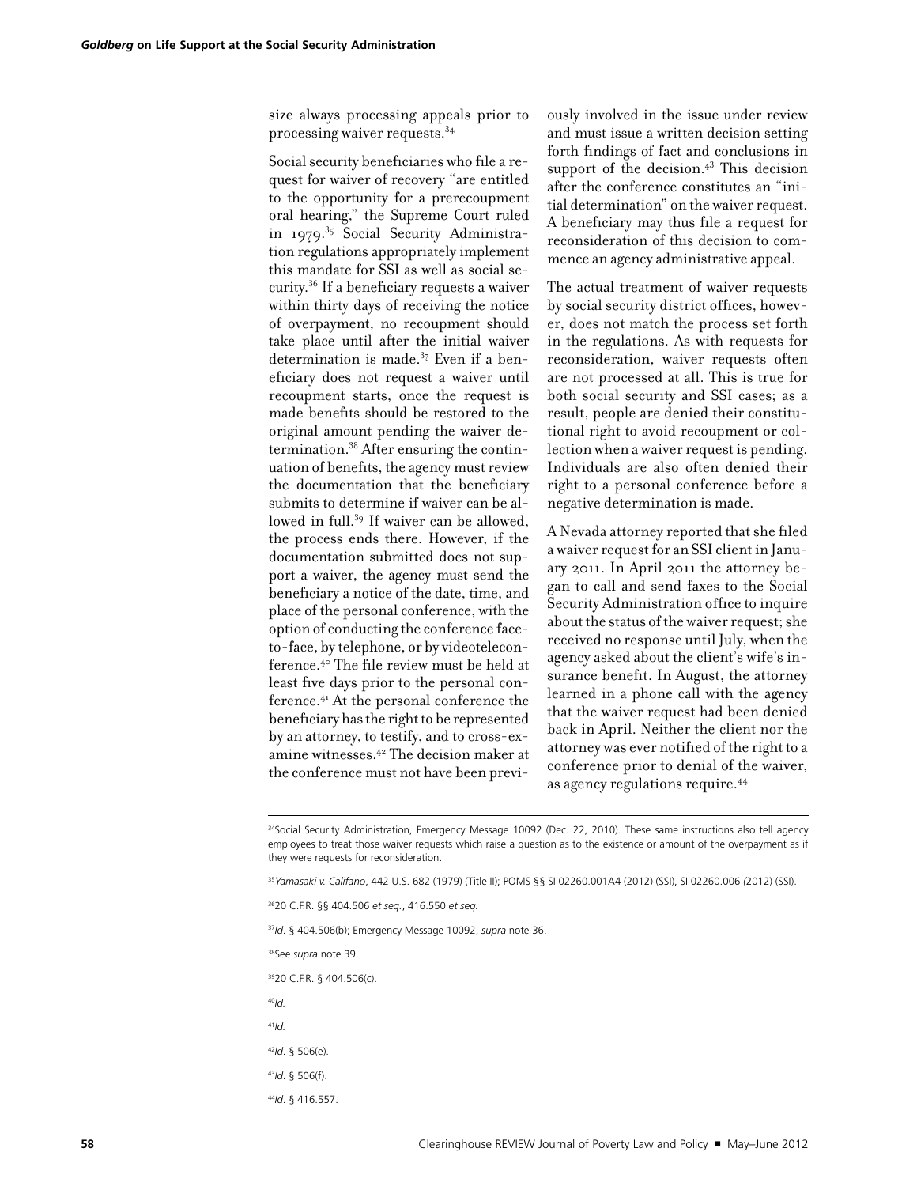size always processing appeals prior to processing waiver requests.[34]

Social security beneficiaries who file a request for waiver of recovery "are entitled to the opportunity for a prerecoupment oral hearing," the Supreme Court ruled in 1979.[35] Social Security Administration regulations appropriately implement this mandate for SSI as well as social security.[36] If a beneficiary requests a waiver within thirty days of receiving the notice of overpayment, no recoupment should take place until after the initial waiver determination is made.[37] Even if a beneficiary does not request a waiver until recoupment starts, once the request is made benefits should be restored to the original amount pending the waiver determination.[38] After ensuring the continuation of benefits, the agency must review the documentation that the beneficiary submits to determine if waiver can be allowed in full.[39] If waiver can be allowed, the process ends there. However, if the documentation submitted does not support a waiver, the agency must send the beneficiary a notice of the date, time, and place of the personal conference, with the option of conducting the conference face-to-face, by telephone, or by videoteleconference.[40] The file review must be held at least five days prior to the personal conference.[41] At the personal conference the beneficiary has the right to be represented by an attorney, to testify, and to cross-examine witnesses.[42] The decision maker at the conference must not have been previously involved in the issue under review and must issue a written decision setting forth findings of fact and conclusions in support of the decision.[43] This decision after the conference constitutes an "initial determination" on the waiver request. A beneficiary may thus file a request for reconsideration of this decision to commence an agency administrative appeal.

The actual treatment of waiver requests by social security district offices, however, does not match the process set forth in the regulations. As with requests for reconsideration, waiver requests often are not processed at all. This is true for both social security and SSI cases; as a result, people are denied their constitutional right to avoid recoupment or collection when a waiver request is pending. Individuals are also often denied their right to a personal conference before a negative determination is made.

A Nevada attorney reported that she filed a waiver request for an SSI client in January 2011. In April 2011 the attorney began to call and send faxes to the Social Security Administration office to inquire about the status of the waiver request; she received no response until July, when the agency asked about the client's wife's insurance benefit. In August, the attorney learned in a phone call with the agency that the waiver request had been denied back in April. Neither the client nor the attorney was ever notified of the right to a conference prior to denial of the waiver, as agency regulations require.[44]

---

[34]Social Security Administration, Emergency Message 10092 (Dec. 22, 2010). These same instructions also tell agency employees to treat those waiver requests which raise a question as to the existence or amount of the overpayment as if they were requests for reconsideration.

[35]*Yamasaki v. Califano*, 442 U.S. 682 (1979) (Title II); POMS §§ SI 02260.001A4 (2012) (SSI), SI 02260.006 (2012) (SSI).

[36]20 C.F.R. §§ 404.506 *et seq.*, 416.550 *et seq.*

[37]*Id.* § 404.506(b); Emergency Message 10092, *supra* note 36.

[38]See *supra* note 39.

[39]20 C.F.R. § 404.506(c).

[40]*Id.*

[41]*Id.*

[42]*Id.* § 506(e).

[43]*Id.* § 506(f).

[44]*Id.* § 416.557.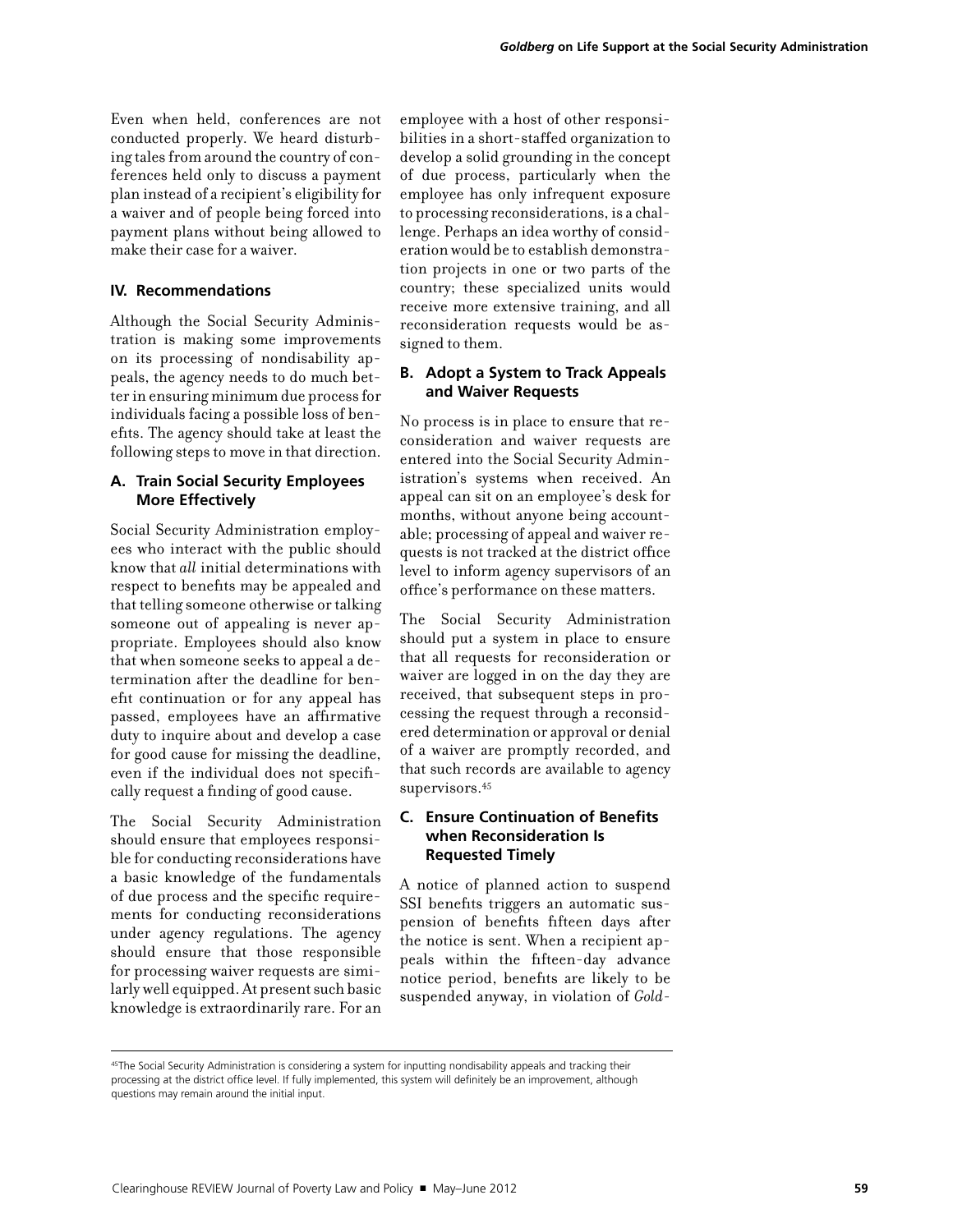Even when held, conferences are not conducted properly. We heard disturbing tales from around the country of conferences held only to discuss a payment plan instead of a recipient's eligibility for a waiver and of people being forced into payment plans without being allowed to make their case for a waiver.

## IV. Recommendations

Although the Social Security Administration is making some improvements on its processing of nondisability appeals, the agency needs to do much better in ensuring minimum due process for individuals facing a possible loss of benefits. The agency should take at least the following steps to move in that direction.

### A. Train Social Security Employees More Effectively

Social Security Administration employees who interact with the public should know that *all* initial determinations with respect to benefits may be appealed and that telling someone otherwise or talking someone out of appealing is never appropriate. Employees should also know that when someone seeks to appeal a determination after the deadline for benefit continuation or for any appeal has passed, employees have an affirmative duty to inquire about and develop a case for good cause for missing the deadline, even if the individual does not specifically request a finding of good cause.

The Social Security Administration should ensure that employees responsible for conducting reconsiderations have a basic knowledge of the fundamentals of due process and the specific requirements for conducting reconsiderations under agency regulations. The agency should ensure that those responsible for processing waiver requests are similarly well equipped. At present such basic knowledge is extraordinarily rare. For an employee with a host of other responsibilities in a short-staffed organization to develop a solid grounding in the concept of due process, particularly when the employee has only infrequent exposure to processing reconsiderations, is a challenge. Perhaps an idea worthy of consideration would be to establish demonstration projects in one or two parts of the country; these specialized units would receive more extensive training, and all reconsideration requests would be assigned to them.

### B. Adopt a System to Track Appeals and Waiver Requests

No process is in place to ensure that reconsideration and waiver requests are entered into the Social Security Administration's systems when received. An appeal can sit on an employee's desk for months, without anyone being accountable; processing of appeal and waiver requests is not tracked at the district office level to inform agency supervisors of an office's performance on these matters.

The Social Security Administration should put a system in place to ensure that all requests for reconsideration or waiver are logged in on the day they are received, that subsequent steps in processing the request through a reconsidered determination or approval or denial of a waiver are promptly recorded, and that such records are available to agency supervisors.[45]

### C. Ensure Continuation of Benefits when Reconsideration Is Requested Timely

A notice of planned action to suspend SSI benefits triggers an automatic suspension of benefits fifteen days after the notice is sent. When a recipient appeals within the fifteen-day advance notice period, benefits are likely to be suspended anyway, in violation of *Gold-*

[45]The Social Security Administration is considering a system for inputting nondisability appeals and tracking their processing at the district office level. If fully implemented, this system will definitely be an improvement, although questions may remain around the initial input.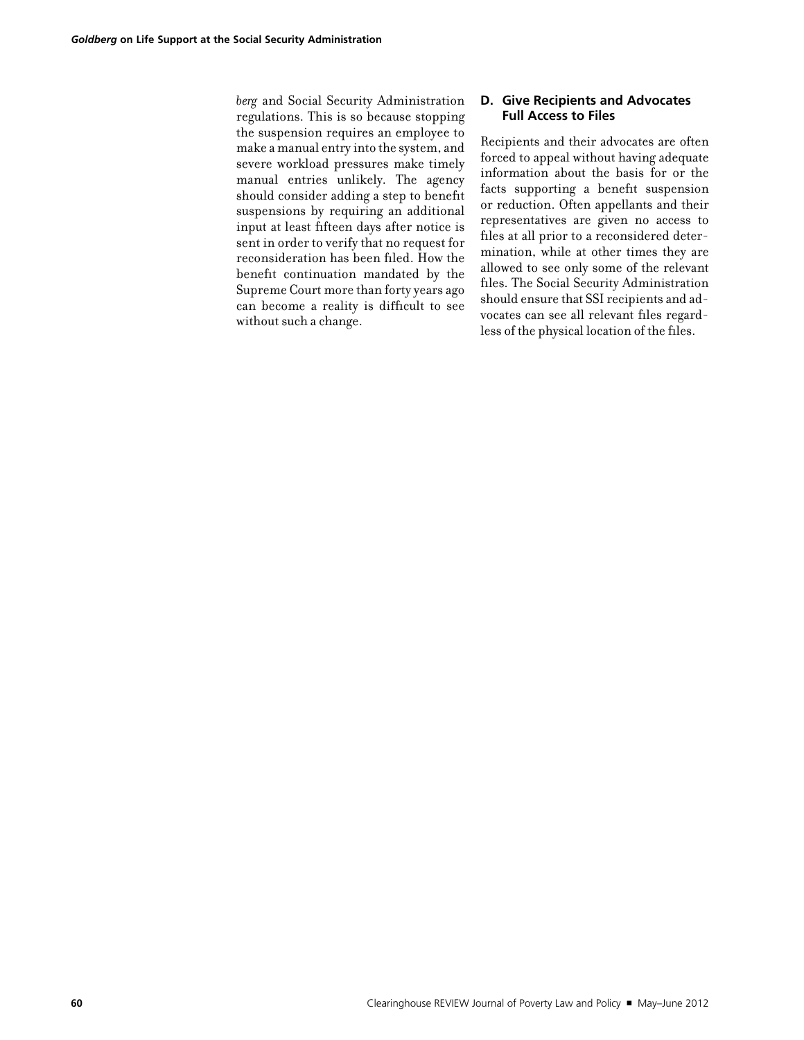*berg* and Social Security Administration regulations. This is so because stopping the suspension requires an employee to make a manual entry into the system, and severe workload pressures make timely manual entries unlikely. The agency should consider adding a step to benefit suspensions by requiring an additional input at least fifteen days after notice is sent in order to verify that no request for reconsideration has been filed. How the benefit continuation mandated by the Supreme Court more than forty years ago can become a reality is difficult to see without such a change.

### D. Give Recipients and Advocates Full Access to Files

Recipients and their advocates are often forced to appeal without having adequate information about the basis for or the facts supporting a benefit suspension or reduction. Often appellants and their representatives are given no access to files at all prior to a reconsidered determination, while at other times they are allowed to see only some of the relevant files. The Social Security Administration should ensure that SSI recipients and advocates can see all relevant files regardless of the physical location of the files.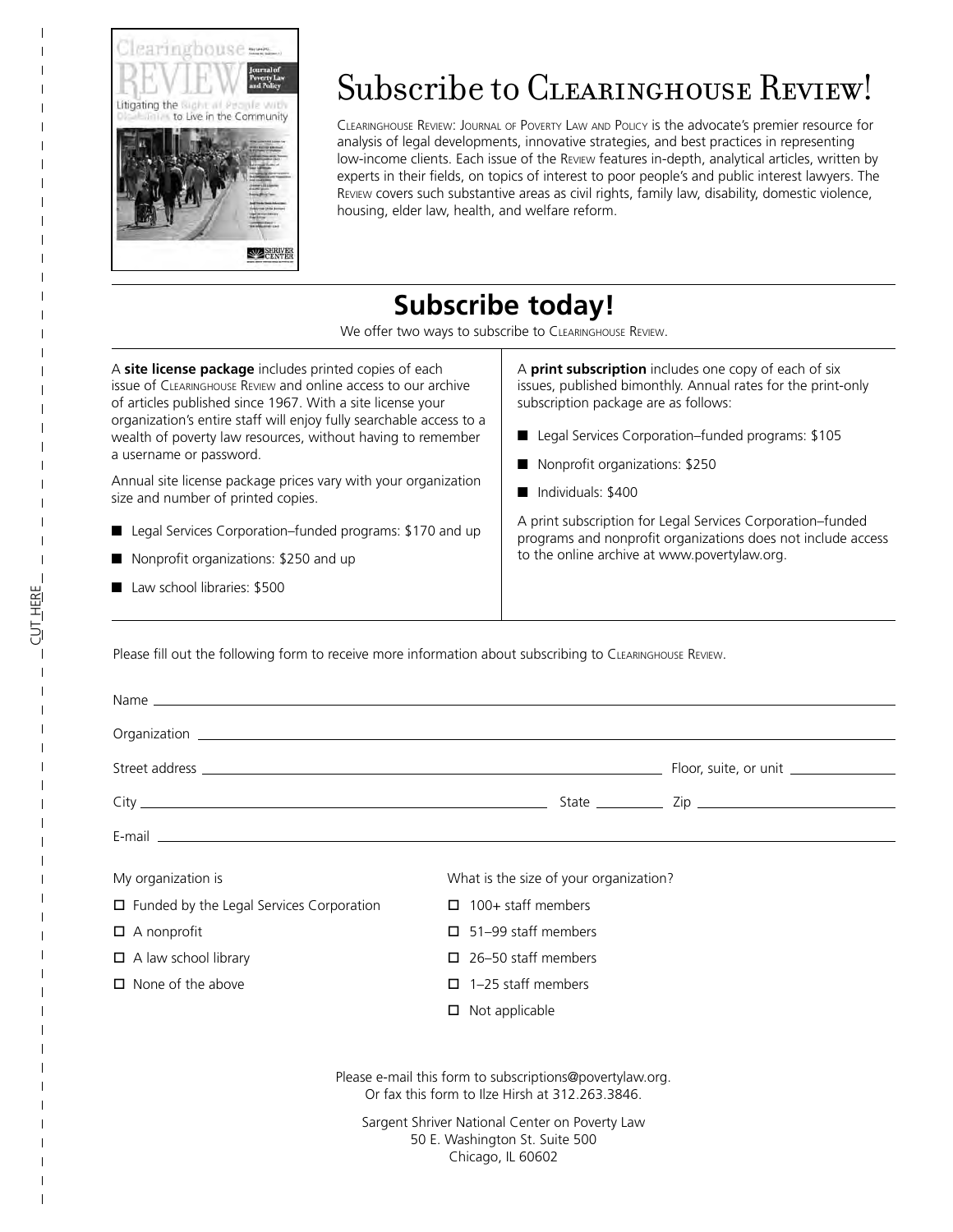# Subscribe to Clearinghouse Review!

Clearinghouse Review: Journal of Poverty Law and Policy is the advocate's premier resource for analysis of legal developments, innovative strategies, and best practices in representing low-income clients. Each issue of the Review features in-depth, analytical articles, written by experts in their fields, on topics of interest to poor people's and public interest lawyers. The Review covers such substantive areas as civil rights, family law, disability, domestic violence, housing, elder law, health, and welfare reform.

## Subscribe today!

We offer two ways to subscribe to Clearinghouse Review.

A **site license package** includes printed copies of each issue of Clearinghouse Review and online access to our archive of articles published since 1967. With a site license your organization's entire staff will enjoy fully searchable access to a wealth of poverty law resources, without having to remember a username or password.

Annual site license package prices vary with your organization size and number of printed copies.

- Legal Services Corporation–funded programs: $170 and up
- Nonprofit organizations: $250 and up
- Law school libraries: $500

A **print subscription** includes one copy of each of six issues, published bimonthly. Annual rates for the print-only subscription package are as follows:

- Legal Services Corporation–funded programs: $105
- Nonprofit organizations: $250
- Individuals: $400

A print subscription for Legal Services Corporation–funded programs and nonprofit organizations does not include access to the online archive at www.povertylaw.org.

Please fill out the following form to receive more information about subscribing to Clearinghouse Review.

Name ______________________________

Organization ______________________________

Street address ______________________________ Floor, suite, or unit ______________

City ______________________________ State __________ Zip ______________

E-mail ______________________________

My organization is

- ☐ Funded by the Legal Services Corporation
- ☐ A nonprofit
- ☐ A law school library
- ☐ None of the above

What is the size of your organization?

- ☐ 100+ staff members
- ☐ 51–99 staff members
- ☐ 26–50 staff members
- ☐ 1–25 staff members
- ☐ Not applicable

Please e-mail this form to subscriptions@povertylaw.org.
Or fax this form to Ilze Hirsh at 312.263.3846.

Sargent Shriver National Center on Poverty Law
50 E. Washington St. Suite 500
Chicago, IL 60602

CUT HERE